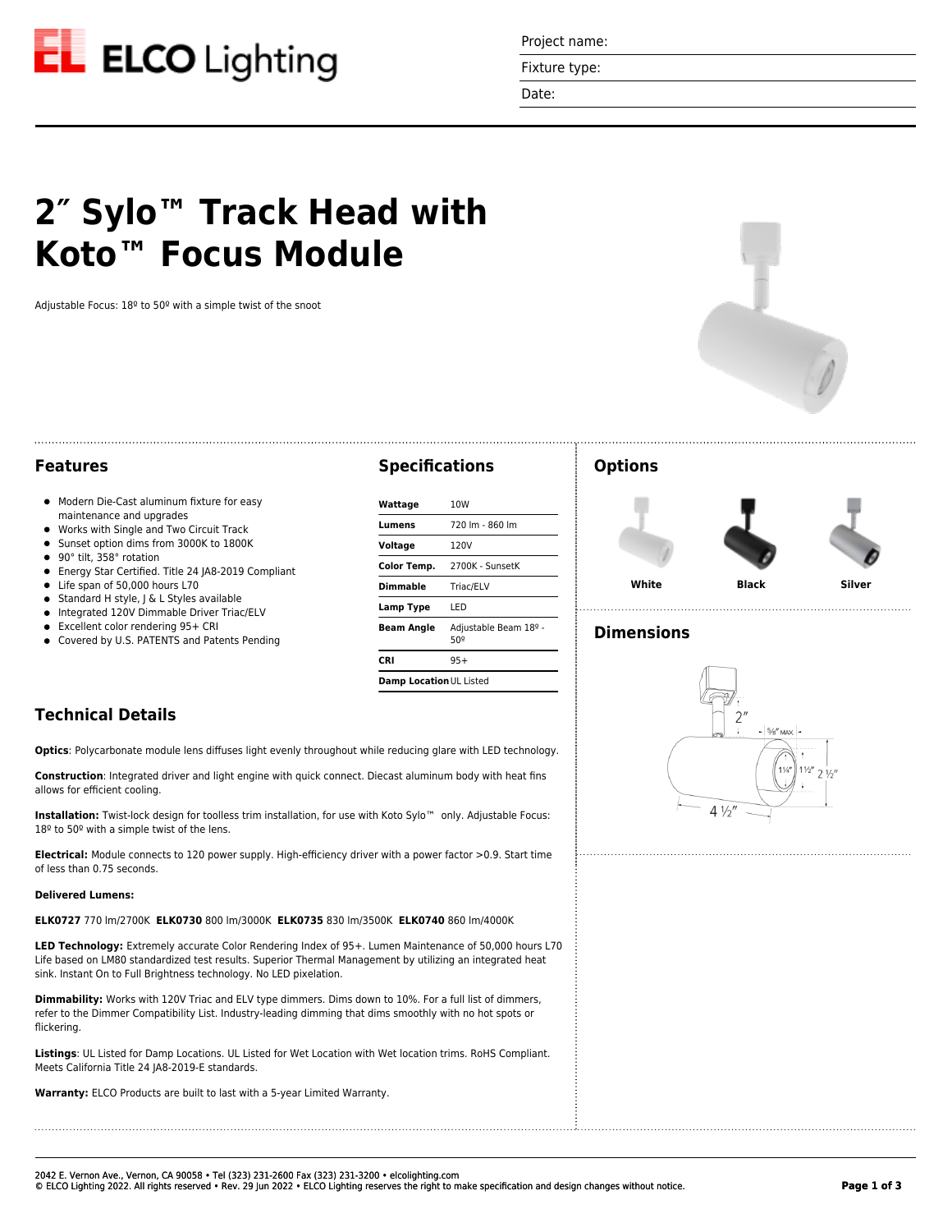Project name:

Fixture type:

Date:

# 2″ Sylo™ Track Head with Koto™ Focus Module

Adjustable Focus: 18º to 50º with a simple twist of the snoot

## Features

- Modern Die-Cast aluminum fixture for easy maintenance and upgrades
- Works with Single and Two Circuit Track
- Sunset option dims from 3000K to 1800K
- 90° tilt, 358° rotation
- Energy Star Certified. Title 24 JA8-2019 Compliant
- Life span of 50,000 hours L70
- Standard H style, J & L Styles available
- Integrated 120V Dimmable Driver Triac/ELV
- Excellent color rendering 95+ CRI
- Covered by U.S. PATENTS and Patents Pending

## Specifications

| | |
|---|---|
| **Wattage** | 10W |
| **Lumens** | 720 lm - 860 lm |
| **Voltage** | 120V |
| **Color Temp.** | 2700K - SunsetK |
| **Dimmable** | Triac/ELV |
| **Lamp Type** | LED |
| **Beam Angle** | Adjustable Beam 18º - 50º |
| **CRI** | 95+ |
| **Damp Location** | UL Listed |

## Options

White | Black | Silver

## Dimensions

2″

5/8″ MAX

1 1/4″ 1 1/2″ 2 1/2″

4 1/2″

## Technical Details

**Optics**: Polycarbonate module lens diffuses light evenly throughout while reducing glare with LED technology.

**Construction**: Integrated driver and light engine with quick connect. Diecast aluminum body with heat fins allows for efficient cooling.

**Installation:** Twist-lock design for toolless trim installation, for use with Koto Sylo™ only. Adjustable Focus: 18º to 50º with a simple twist of the lens.

**Electrical:** Module connects to 120 power supply. High-efficiency driver with a power factor >0.9. Start time of less than 0.75 seconds.

**Delivered Lumens:**

**ELK0727** 770 lm/2700K **ELK0730** 800 lm/3000K **ELK0735** 830 lm/3500K **ELK0740** 860 lm/4000K

**LED Technology:** Extremely accurate Color Rendering Index of 95+. Lumen Maintenance of 50,000 hours L70 Life based on LM80 standardized test results. Superior Thermal Management by utilizing an integrated heat sink. Instant On to Full Brightness technology. No LED pixelation.

**Dimmability:** Works with 120V Triac and ELV type dimmers. Dims down to 10%. For a full list of dimmers, refer to the Dimmer Compatibility List. Industry-leading dimming that dims smoothly with no hot spots or flickering.

**Listings**: UL Listed for Damp Locations. UL Listed for Wet Location with Wet location trims. RoHS Compliant. Meets California Title 24 JA8-2019-E standards.

**Warranty:** ELCO Products are built to last with a 5-year Limited Warranty.

2042 E. Vernon Ave., Vernon, CA 90058 • Tel (323) 231-2600 Fax (323) 231-3200 • elcolighting.com
© ELCO Lighting 2022. All rights reserved • Rev. 29 Jun 2022 • ELCO Lighting reserves the right to make specification and design changes without notice.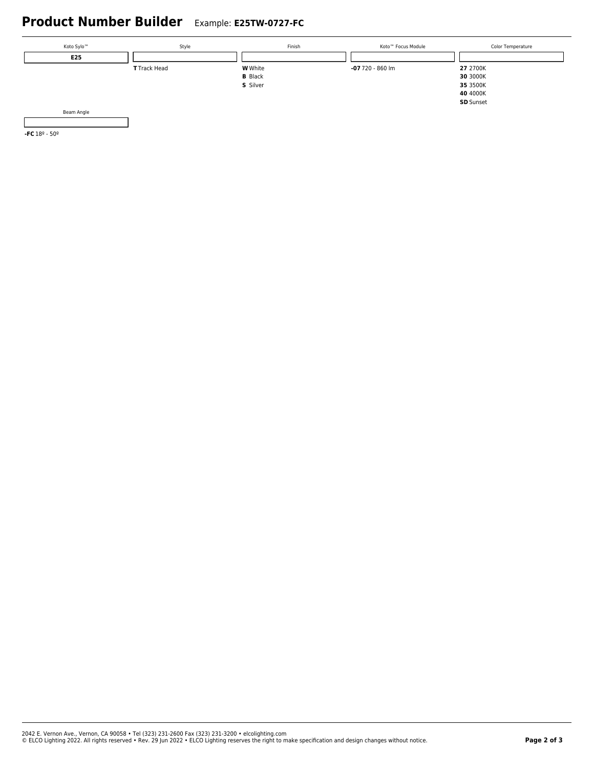# Product Number Builder

Example: **E25TW-0727-FC**

| Koto Sylo™ | Style | Finish | Koto™ Focus Module | Color Temperature |
| --- | --- | --- | --- | --- |
| **E25** | | | | |
| | **T** Track Head | **W** White | **-07** 720 - 860 lm | **27** 2700K |
| | | **B** Black | | **30** 3000K |
| | | **S** Silver | | **35** 3500K |
| | | | | **40** 4000K |
| | | | | **SD** Sunset |

| Beam Angle |
| --- |
| |
| **-FC** 18º - 50º |

2042 E. Vernon Ave., Vernon, CA 90058 • Tel (323) 231-2600 Fax (323) 231-3200 • elcolighting.com
© ELCO Lighting 2022. All rights reserved • Rev. 29 Jun 2022 • ELCO Lighting reserves the right to make specification and design changes without notice.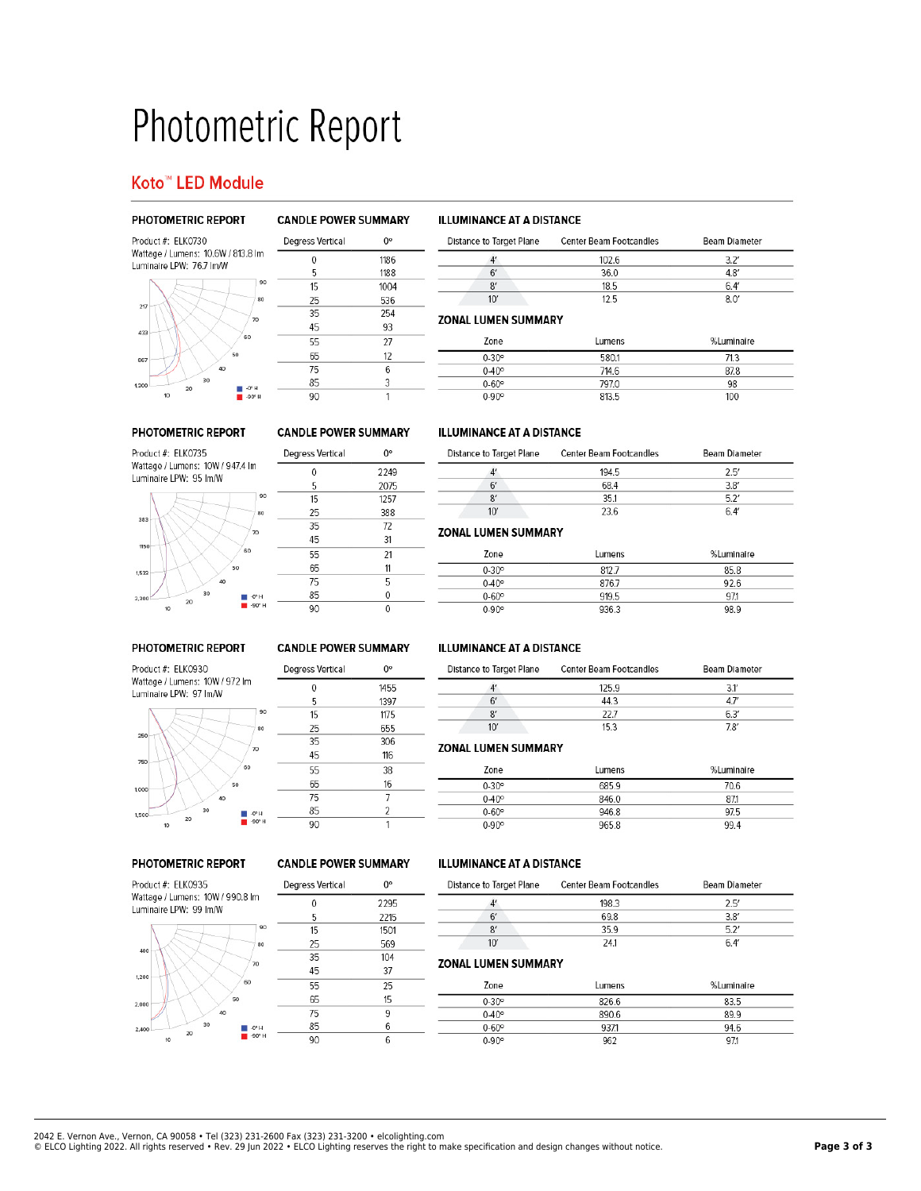# Photometric Report

## Koto™ LED Module

### PHOTOMETRIC REPORT

Product #: ELK0730
Wattage / Lumens: 10.6W / 813.8 lm
Luminaire LPW: 76.7 lm/W

90
80
70
60
50
40
30
20
10
217
433
667
1,200
-0° H
-90° H

### CANDLE POWER SUMMARY

| Degress Vertical | 0° |
|---|---|
| 0 | 1186 |
| 5 | 1188 |
| 15 | 1004 |
| 25 | 536 |
| 35 | 254 |
| 45 | 93 |
| 55 | 27 |
| 65 | 12 |
| 75 | 6 |
| 85 | 3 |
| 90 | 1 |

### ILLUMINANCE AT A DISTANCE

| Distance to Target Plane | Center Beam Footcandles | Beam Diameter |
|---|---|---|
| 4' | 102.6 | 3.2' |
| 6' | 36.0 | 4.8' |
| 8' | 18.5 | 6.4' |
| 10' | 12.5 | 8.0' |

### ZONAL LUMEN SUMMARY

| Zone | Lumens | %Luminaire |
|---|---|---|
| 0-30° | 580.1 | 71.3 |
| 0-40° | 714.6 | 87.8 |
| 0-60° | 797.0 | 98 |
| 0-90° | 813.5 | 100 |

### PHOTOMETRIC REPORT

Product #: ELK0735
Wattage / Lumens: 10W / 947.4 lm
Luminaire LPW: 95 lm/W

90
80
70
60
50
40
30
20
10
383
1150
1,522
2,300
-0° H
-90° H

### CANDLE POWER SUMMARY

| Degress Vertical | 0° |
|---|---|
| 0 | 2249 |
| 5 | 2075 |
| 15 | 1257 |
| 25 | 388 |
| 35 | 72 |
| 45 | 31 |
| 55 | 21 |
| 65 | 11 |
| 75 | 5 |
| 85 | 0 |
| 90 | 0 |

### ILLUMINANCE AT A DISTANCE

| Distance to Target Plane | Center Beam Footcandles | Beam Diameter |
|---|---|---|
| 4' | 194.5 | 2.5' |
| 6' | 68.4 | 3.8' |
| 8' | 35.1 | 5.2' |
| 10' | 23.6 | 6.4' |

### ZONAL LUMEN SUMMARY

| Zone | Lumens | %Luminaire |
|---|---|---|
| 0-30° | 812.7 | 85.8 |
| 0-40° | 876.7 | 92.6 |
| 0-60° | 919.5 | 97.1 |
| 0-90° | 936.3 | 98.9 |

### PHOTOMETRIC REPORT

Product #: ELK0930
Wattage / Lumens: 10W / 972 lm
Luminaire LPW: 97 lm/W

90
80
70
60
50
40
30
20
10
250
750
1,000
1,500
-0° H
-90° H

### CANDLE POWER SUMMARY

| Degress Vertical | 0° |
|---|---|
| 0 | 1455 |
| 5 | 1397 |
| 15 | 1175 |
| 25 | 655 |
| 35 | 306 |
| 45 | 116 |
| 55 | 38 |
| 65 | 16 |
| 75 | 7 |
| 85 | 2 |
| 90 | 1 |

### ILLUMINANCE AT A DISTANCE

| Distance to Target Plane | Center Beam Footcandles | Beam Diameter |
|---|---|---|
| 4' | 125.9 | 3.1' |
| 6' | 44.3 | 4.7' |
| 8' | 22.7 | 6.3' |
| 10' | 15.3 | 7.8' |

### ZONAL LUMEN SUMMARY

| Zone | Lumens | %Luminaire |
|---|---|---|
| 0-30° | 685.9 | 70.6 |
| 0-40° | 846.0 | 87.1 |
| 0-60° | 946.8 | 97.5 |
| 0-90° | 965.8 | 99.4 |

### PHOTOMETRIC REPORT

Product #: ELK0935
Wattage / Lumens: 10W / 990.8 lm
Luminaire LPW: 99 lm/W

90
80
70
60
50
40
30
20
10
400
1,200
2,000
2,400
-0° H
-90° H

### CANDLE POWER SUMMARY

| Degress Vertical | 0° |
|---|---|
| 0 | 2295 |
| 5 | 2215 |
| 15 | 1501 |
| 25 | 569 |
| 35 | 104 |
| 45 | 37 |
| 55 | 25 |
| 65 | 15 |
| 75 | 9 |
| 85 | 6 |
| 90 | 6 |

### ILLUMINANCE AT A DISTANCE

| Distance to Target Plane | Center Beam Footcandles | Beam Diameter |
|---|---|---|
| 4' | 198.3 | 2.5' |
| 6' | 69.8 | 3.8' |
| 8' | 35.9 | 5.2' |
| 10' | 24.1 | 6.4' |

### ZONAL LUMEN SUMMARY

| Zone | Lumens | %Luminaire |
|---|---|---|
| 0-30° | 826.6 | 83.5 |
| 0-40° | 890.6 | 89.9 |
| 0-60° | 937.1 | 94.6 |
| 0-90° | 962 | 97.1 |

2042 E. Vernon Ave., Vernon, CA 90058 • Tel (323) 231-2600 Fax (323) 231-3200 • elcolighting.com
© ELCO Lighting 2022. All rights reserved • Rev. 29 Jun 2022 • ELCO Lighting reserves the right to make specification and design changes without notice.